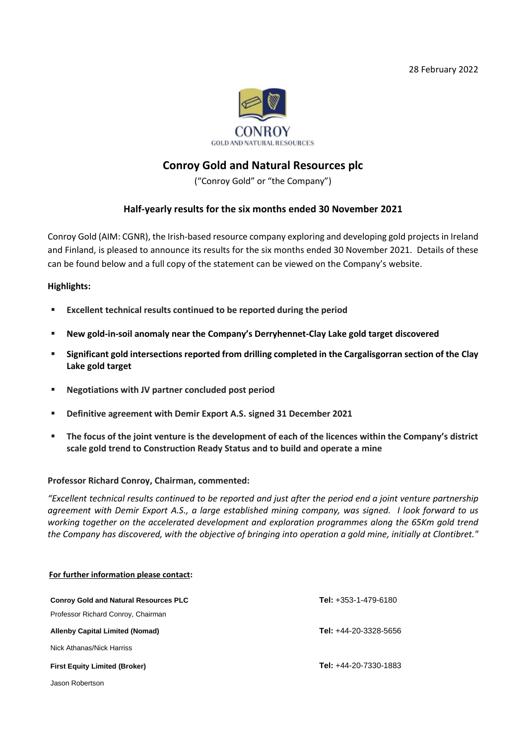28 February 2022

# Conroy Gold and Natural Resources plc

("Conroy Gold" or "the Company")

## Half-yearly results for the six months ended 30 November 2021

Conroy Gold (AIM: CGNR), the Irish-based resource company exploring and developing gold projects in Ireland and Finland, is pleased to announce its results for the six months ended 30 November 2021. Details of these can be found below and a full copy of the statement can be viewed on the Company's website.

**Highlights:**

- **Excellent technical results continued to be reported during the period**
- **New gold-in-soil anomaly near the Company's Derryhennet-Clay Lake gold target discovered**
- **Significant gold intersections reported from drilling completed in the Cargalisgorran section of the Clay Lake gold target**
- **Negotiations with JV partner concluded post period**
- **Definitive agreement with Demir Export A.S. signed 31 December 2021**
- **The focus of the joint venture is the development of each of the licences within the Company's district scale gold trend to Construction Ready Status and to build and operate a mine**

**Professor Richard Conroy, Chairman, commented:**

*"Excellent technical results continued to be reported and just after the period end a joint venture partnership agreement with Demir Export A.S., a large established mining company, was signed. I look forward to us working together on the accelerated development and exploration programmes along the 65Km gold trend the Company has discovered, with the objective of bringing into operation a gold mine, initially at Clontibret."*

**For further information please contact:**

| | |
|---|---|
| **Conroy Gold and Natural Resources PLC** | **Tel:** +353-1-479-6180 |
| Professor Richard Conroy, Chairman | |
| **Allenby Capital Limited (Nomad)** | **Tel:** +44-20-3328-5656 |
| Nick Athanas/Nick Harriss | |
| **First Equity Limited (Broker)** | **Tel:** +44-20-7330-1883 |
| Jason Robertson | |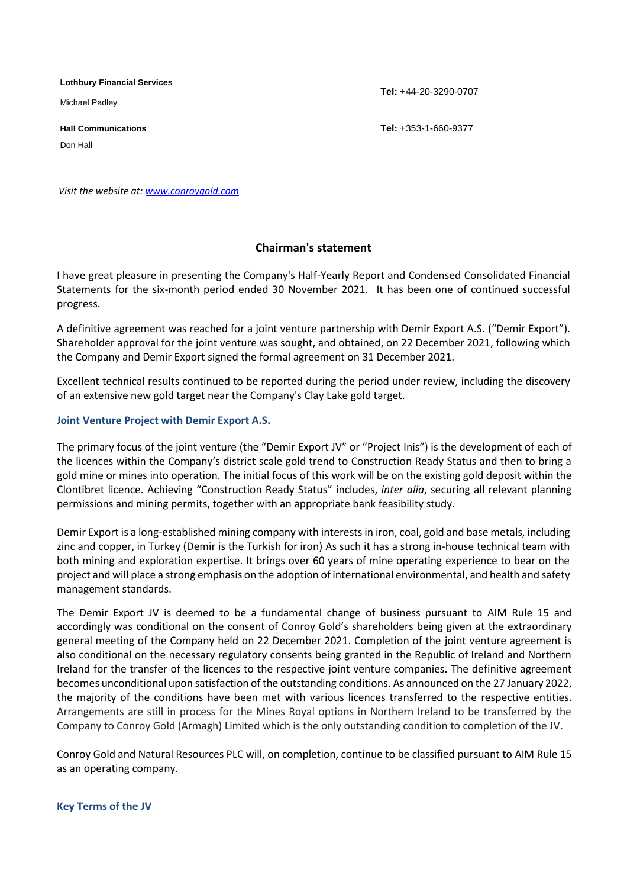**Lothbury Financial Services**

Michael Padley

Tel: +44-20-3290-0707

**Hall Communications**

Don Hall

Tel: +353-1-660-9377

*Visit the website at: [www.conroygold.com](www.conroygold.com)*

## Chairman's statement

I have great pleasure in presenting the Company's Half-Yearly Report and Condensed Consolidated Financial Statements for the six-month period ended 30 November 2021. It has been one of continued successful progress.

A definitive agreement was reached for a joint venture partnership with Demir Export A.S. ("Demir Export"). Shareholder approval for the joint venture was sought, and obtained, on 22 December 2021, following which the Company and Demir Export signed the formal agreement on 31 December 2021.

Excellent technical results continued to be reported during the period under review, including the discovery of an extensive new gold target near the Company's Clay Lake gold target.

### Joint Venture Project with Demir Export A.S.

The primary focus of the joint venture (the "Demir Export JV" or "Project Inis") is the development of each of the licences within the Company's district scale gold trend to Construction Ready Status and then to bring a gold mine or mines into operation. The initial focus of this work will be on the existing gold deposit within the Clontibret licence. Achieving "Construction Ready Status" includes, *inter alia*, securing all relevant planning permissions and mining permits, together with an appropriate bank feasibility study.

Demir Export is a long-established mining company with interests in iron, coal, gold and base metals, including zinc and copper, in Turkey (Demir is the Turkish for iron) As such it has a strong in-house technical team with both mining and exploration expertise. It brings over 60 years of mine operating experience to bear on the project and will place a strong emphasis on the adoption of international environmental, and health and safety management standards.

The Demir Export JV is deemed to be a fundamental change of business pursuant to AIM Rule 15 and accordingly was conditional on the consent of Conroy Gold's shareholders being given at the extraordinary general meeting of the Company held on 22 December 2021. Completion of the joint venture agreement is also conditional on the necessary regulatory consents being granted in the Republic of Ireland and Northern Ireland for the transfer of the licences to the respective joint venture companies. The definitive agreement becomes unconditional upon satisfaction of the outstanding conditions. As announced on the 27 January 2022, the majority of the conditions have been met with various licences transferred to the respective entities. Arrangements are still in process for the Mines Royal options in Northern Ireland to be transferred by the Company to Conroy Gold (Armagh) Limited which is the only outstanding condition to completion of the JV.

Conroy Gold and Natural Resources PLC will, on completion, continue to be classified pursuant to AIM Rule 15 as an operating company.

### Key Terms of the JV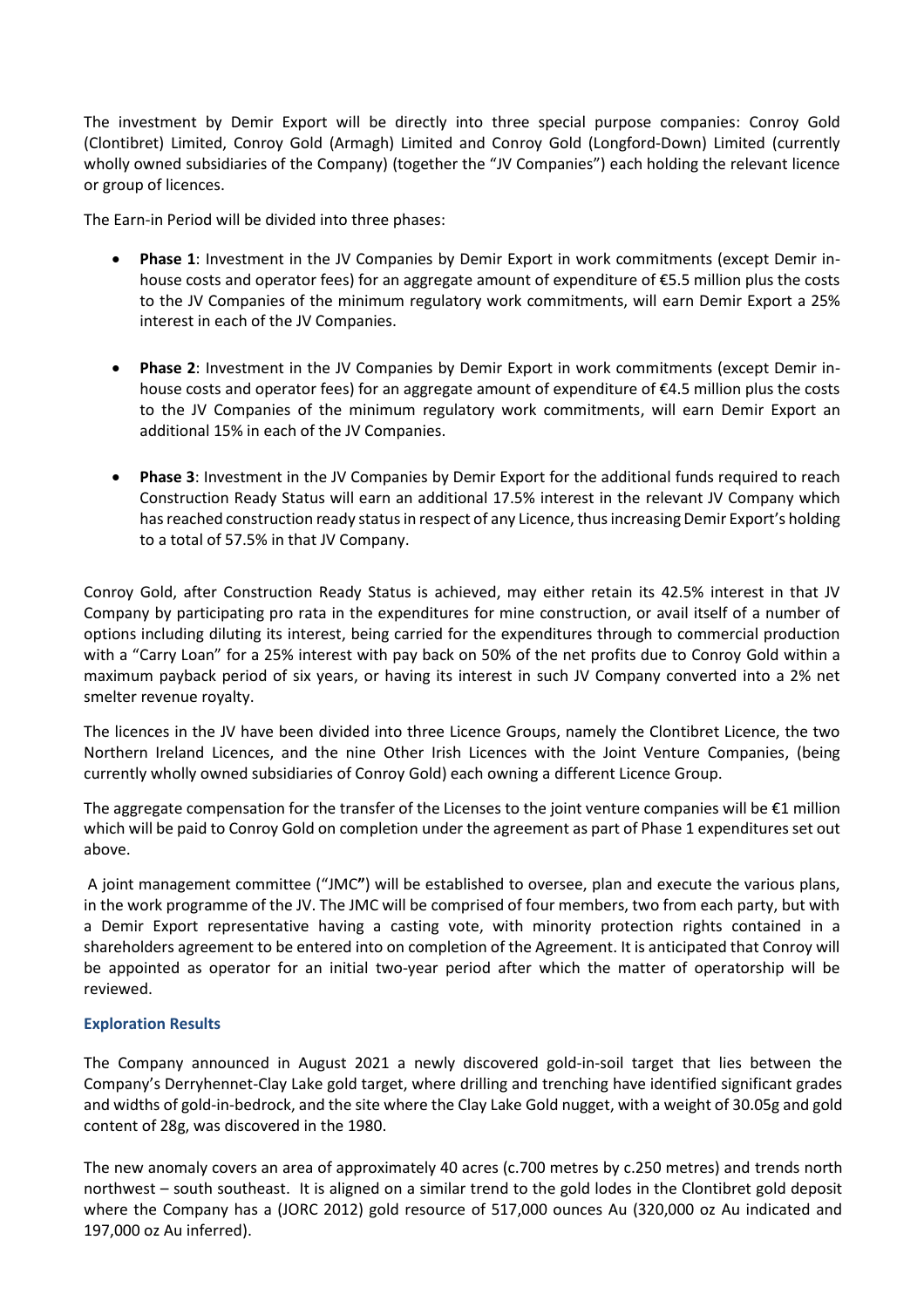The investment by Demir Export will be directly into three special purpose companies: Conroy Gold (Clontibret) Limited, Conroy Gold (Armagh) Limited and Conroy Gold (Longford-Down) Limited (currently wholly owned subsidiaries of the Company) (together the "JV Companies") each holding the relevant licence or group of licences.

The Earn-in Period will be divided into three phases:

- **Phase 1**: Investment in the JV Companies by Demir Export in work commitments (except Demir in-house costs and operator fees) for an aggregate amount of expenditure of €5.5 million plus the costs to the JV Companies of the minimum regulatory work commitments, will earn Demir Export a 25% interest in each of the JV Companies.

- **Phase 2**: Investment in the JV Companies by Demir Export in work commitments (except Demir in-house costs and operator fees) for an aggregate amount of expenditure of €4.5 million plus the costs to the JV Companies of the minimum regulatory work commitments, will earn Demir Export an additional 15% in each of the JV Companies.

- **Phase 3**: Investment in the JV Companies by Demir Export for the additional funds required to reach Construction Ready Status will earn an additional 17.5% interest in the relevant JV Company which has reached construction ready status in respect of any Licence, thus increasing Demir Export's holding to a total of 57.5% in that JV Company.

Conroy Gold, after Construction Ready Status is achieved, may either retain its 42.5% interest in that JV Company by participating pro rata in the expenditures for mine construction, or avail itself of a number of options including diluting its interest, being carried for the expenditures through to commercial production with a "Carry Loan" for a 25% interest with pay back on 50% of the net profits due to Conroy Gold within a maximum payback period of six years, or having its interest in such JV Company converted into a 2% net smelter revenue royalty.

The licences in the JV have been divided into three Licence Groups, namely the Clontibret Licence, the two Northern Ireland Licences, and the nine Other Irish Licences with the Joint Venture Companies, (being currently wholly owned subsidiaries of Conroy Gold) each owning a different Licence Group.

The aggregate compensation for the transfer of the Licenses to the joint venture companies will be €1 million which will be paid to Conroy Gold on completion under the agreement as part of Phase 1 expenditures set out above.

A joint management committee ("JMC**"**) will be established to oversee, plan and execute the various plans, in the work programme of the JV. The JMC will be comprised of four members, two from each party, but with a Demir Export representative having a casting vote, with minority protection rights contained in a shareholders agreement to be entered into on completion of the Agreement. It is anticipated that Conroy will be appointed as operator for an initial two-year period after which the matter of operatorship will be reviewed.

### Exploration Results

The Company announced in August 2021 a newly discovered gold-in-soil target that lies between the Company's Derryhennet-Clay Lake gold target, where drilling and trenching have identified significant grades and widths of gold-in-bedrock, and the site where the Clay Lake Gold nugget, with a weight of 30.05g and gold content of 28g, was discovered in the 1980.

The new anomaly covers an area of approximately 40 acres (c.700 metres by c.250 metres) and trends north northwest – south southeast. It is aligned on a similar trend to the gold lodes in the Clontibret gold deposit where the Company has a (JORC 2012) gold resource of 517,000 ounces Au (320,000 oz Au indicated and 197,000 oz Au inferred).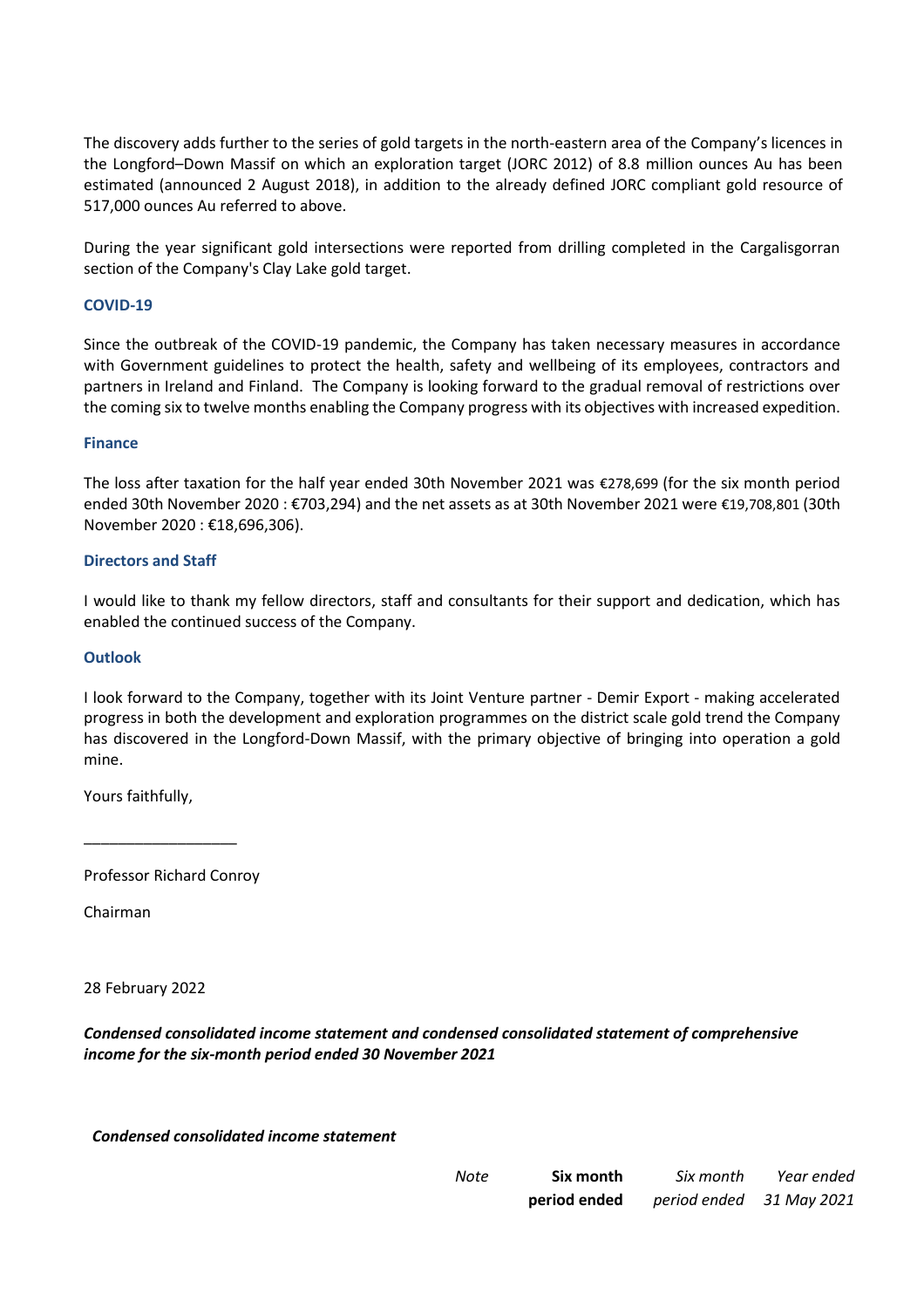The discovery adds further to the series of gold targets in the north-eastern area of the Company's licences in the Longford–Down Massif on which an exploration target (JORC 2012) of 8.8 million ounces Au has been estimated (announced 2 August 2018), in addition to the already defined JORC compliant gold resource of 517,000 ounces Au referred to above.

During the year significant gold intersections were reported from drilling completed in the Cargalisgorran section of the Company's Clay Lake gold target.

### COVID-19

Since the outbreak of the COVID-19 pandemic, the Company has taken necessary measures in accordance with Government guidelines to protect the health, safety and wellbeing of its employees, contractors and partners in Ireland and Finland. The Company is looking forward to the gradual removal of restrictions over the coming six to twelve months enabling the Company progress with its objectives with increased expedition.

### Finance

The loss after taxation for the half year ended 30th November 2021 was €278,699 (for the six month period ended 30th November 2020 : €703,294) and the net assets as at 30th November 2021 were €19,708,801 (30th November 2020 : €18,696,306).

### Directors and Staff

I would like to thank my fellow directors, staff and consultants for their support and dedication, which has enabled the continued success of the Company.

### Outlook

I look forward to the Company, together with its Joint Venture partner - Demir Export - making accelerated progress in both the development and exploration programmes on the district scale gold trend the Company has discovered in the Longford-Down Massif, with the primary objective of bringing into operation a gold mine.

Yours faithfully,

\_\_\_\_\_\_\_\_\_\_\_\_\_\_\_\_\_\_

Professor Richard Conroy

Chairman

28 February 2022

***Condensed consolidated income statement and condensed consolidated statement of comprehensive income for the six-month period ended 30 November 2021***

***Condensed consolidated income statement***

| | *Note* | **Six month period ended** | *Six month period ended* | *Year ended 31 May 2021* |
|---|---|---|---|---|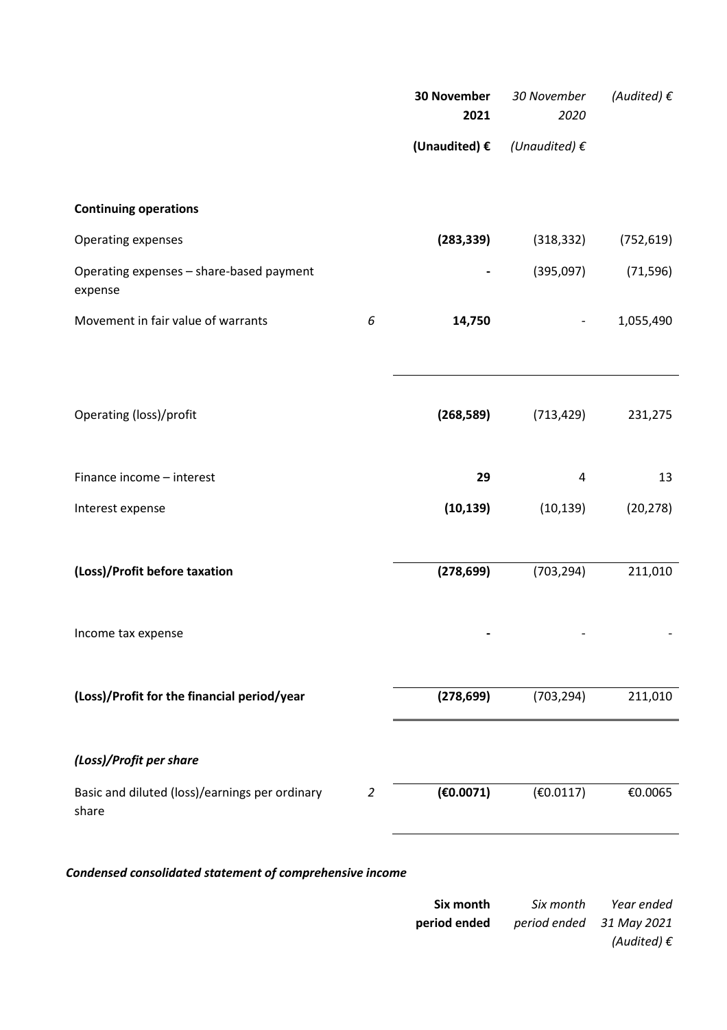| | | 30 November 2021 (Unaudited) € | *30 November 2020 (Unaudited) €* | *(Audited) €* |
|---|---|---|---|---|
| **Continuing operations** | | | | |
| Operating expenses | | **(283,339)** | (318,332) | (752,619) |
| Operating expenses – share-based payment expense | | **-** | (395,097) | (71,596) |
| Movement in fair value of warrants | *6* | **14,750** | - | 1,055,490 |
| Operating (loss)/profit | | **(268,589)** | (713,429) | 231,275 |
| Finance income – interest | | **29** | 4 | 13 |
| Interest expense | | **(10,139)** | (10,139) | (20,278) |
| **(Loss)/Profit before taxation** | | **(278,699)** | (703,294) | 211,010 |
| Income tax expense | | **-** | - | - |
| **(Loss)/Profit for the financial period/year** | | **(278,699)** | (703,294) | 211,010 |
| ***(Loss)/Profit per share*** | | | | |
| Basic and diluted (loss)/earnings per ordinary share | *2* | **(€0.0071)** | (€0.0117) | €0.0065 |

***Condensed consolidated statement of comprehensive income***

| | **Six month period ended** | *Six month period ended* | *Year ended 31 May 2021 (Audited) €* |
|---|---|---|---|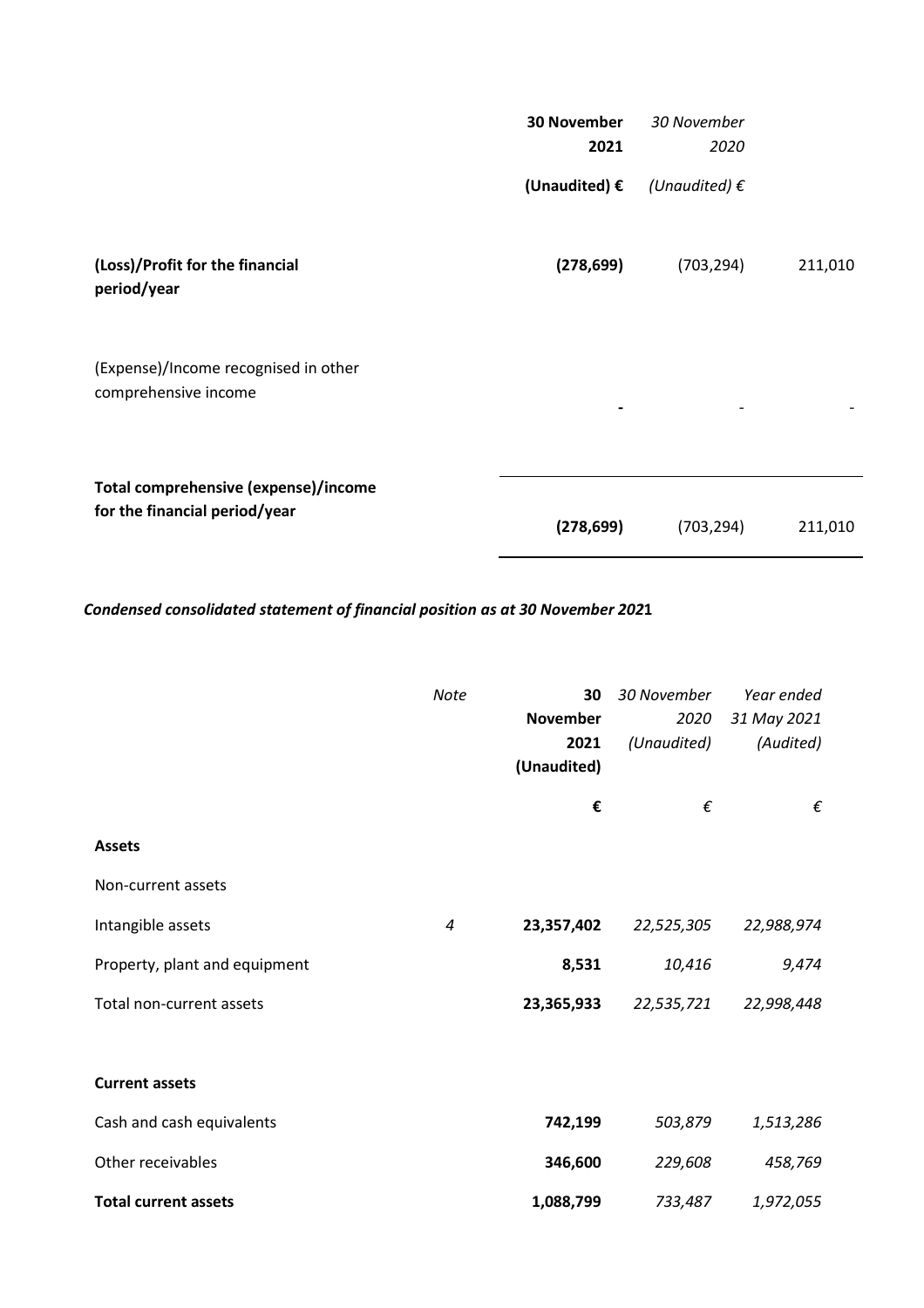| | 30 November 2021 | 30 November 2020 | |
|---|---|---|---|
| | **(Unaudited) €** | *(Unaudited) €* | |
| **(Loss)/Profit for the financial period/year** | **(278,699)** | (703,294) | 211,010 |
| (Expense)/Income recognised in other comprehensive income | **-** | - | - |
| **Total comprehensive (expense)/income for the financial period/year** | **(278,699)** | (703,294) | 211,010 |

***Condensed consolidated statement of financial position as at 30 November 2021***

| | *Note* | **30 November 2021 (Unaudited)** | *30 November 2020 (Unaudited)* | *Year ended 31 May 2021 (Audited)* |
|---|---|---|---|---|
| | | **€** | *€* | *€* |
| **Assets** | | | | |
| Non-current assets | | | | |
| Intangible assets | *4* | **23,357,402** | *22,525,305* | *22,988,974* |
| Property, plant and equipment | | **8,531** | *10,416* | *9,474* |
| Total non-current assets | | **23,365,933** | *22,535,721* | *22,998,448* |
| **Current assets** | | | | |
| Cash and cash equivalents | | **742,199** | *503,879* | *1,513,286* |
| Other receivables | | **346,600** | *229,608* | *458,769* |
| **Total current assets** | | **1,088,799** | *733,487* | *1,972,055* |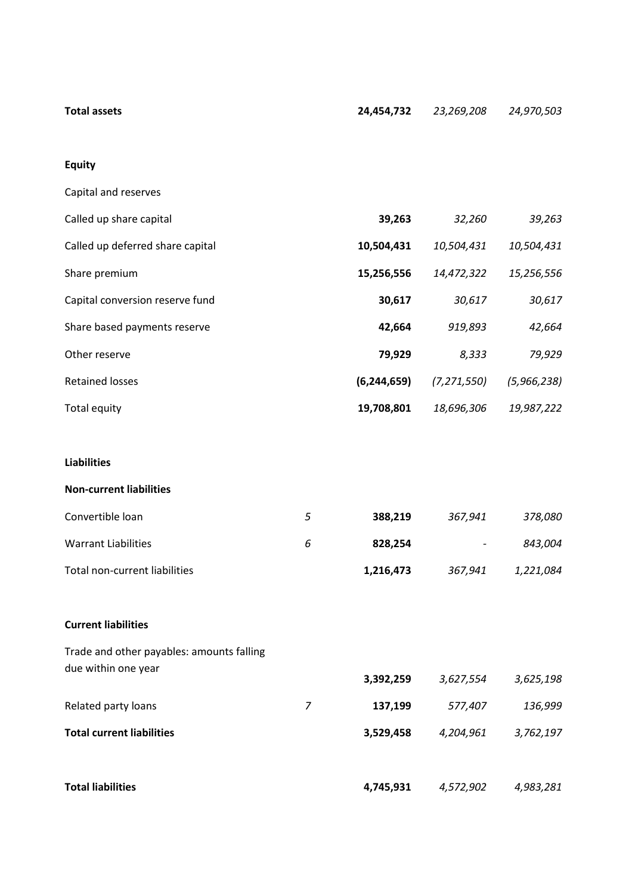| | | | | |
|---|---|---|---|---|
| **Total assets** | | **24,454,732** | *23,269,208* | *24,970,503* |
| | | | | |
| **Equity** | | | | |
| Capital and reserves | | | | |
| Called up share capital | | **39,263** | *32,260* | *39,263* |
| Called up deferred share capital | | **10,504,431** | *10,504,431* | *10,504,431* |
| Share premium | | **15,256,556** | *14,472,322* | *15,256,556* |
| Capital conversion reserve fund | | **30,617** | *30,617* | *30,617* |
| Share based payments reserve | | **42,664** | *919,893* | *42,664* |
| Other reserve | | **79,929** | *8,333* | *79,929* |
| Retained losses | | **(6,244,659)** | *(7,271,550)* | *(5,966,238)* |
| Total equity | | **19,708,801** | *18,696,306* | *19,987,222* |
| | | | | |
| **Liabilities** | | | | |
| **Non-current liabilities** | | | | |
| Convertible loan | *5* | **388,219** | *367,941* | *378,080* |
| Warrant Liabilities | *6* | **828,254** | *-* | *843,004* |
| Total non-current liabilities | | **1,216,473** | *367,941* | *1,221,084* |
| | | | | |
| **Current liabilities** | | | | |
| Trade and other payables: amounts falling due within one year | | **3,392,259** | *3,627,554* | *3,625,198* |
| Related party loans | *7* | **137,199** | *577,407* | *136,999* |
| **Total current liabilities** | | **3,529,458** | *4,204,961* | *3,762,197* |
| | | | | |
| **Total liabilities** | | **4,745,931** | *4,572,902* | *4,983,281* |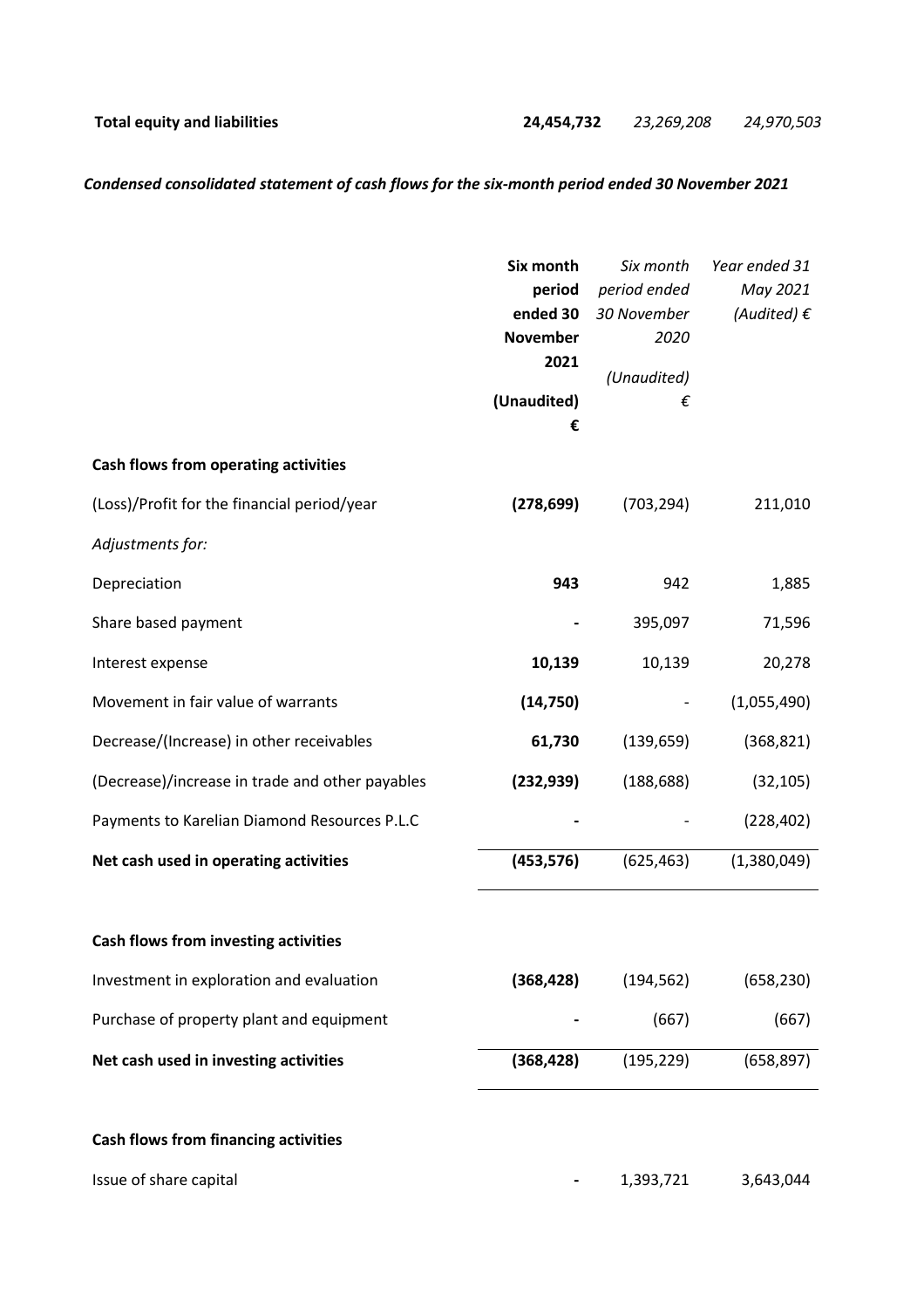| | | | |
|---|---|---|---|
| **Total equity and liabilities** | **24,454,732** | *23,269,208* | *24,970,503* |

***Condensed consolidated statement of cash flows for the six-month period ended 30 November 2021***

| | **Six month period ended 30 November 2021 (Unaudited) €** | *Six month period ended 30 November 2020 (Unaudited) €* | *Year ended 31 May 2021 (Audited) €* |
|---|---|---|---|
| **Cash flows from operating activities** | | | |
| (Loss)/Profit for the financial period/year | **(278,699)** | (703,294) | 211,010 |
| *Adjustments for:* | | | |
| Depreciation | **943** | 942 | 1,885 |
| Share based payment | **-** | 395,097 | 71,596 |
| Interest expense | **10,139** | 10,139 | 20,278 |
| Movement in fair value of warrants | **(14,750)** | - | (1,055,490) |
| Decrease/(Increase) in other receivables | **61,730** | (139,659) | (368,821) |
| (Decrease)/increase in trade and other payables | **(232,939)** | (188,688) | (32,105) |
| Payments to Karelian Diamond Resources P.L.C | **-** | - | (228,402) |
| **Net cash used in operating activities** | **(453,576)** | (625,463) | (1,380,049) |
| | | | |
| **Cash flows from investing activities** | | | |
| Investment in exploration and evaluation | **(368,428)** | (194,562) | (658,230) |
| Purchase of property plant and equipment | **-** | (667) | (667) |
| **Net cash used in investing activities** | **(368,428)** | (195,229) | (658,897) |
| | | | |
| **Cash flows from financing activities** | | | |
| Issue of share capital | **-** | 1,393,721 | 3,643,044 |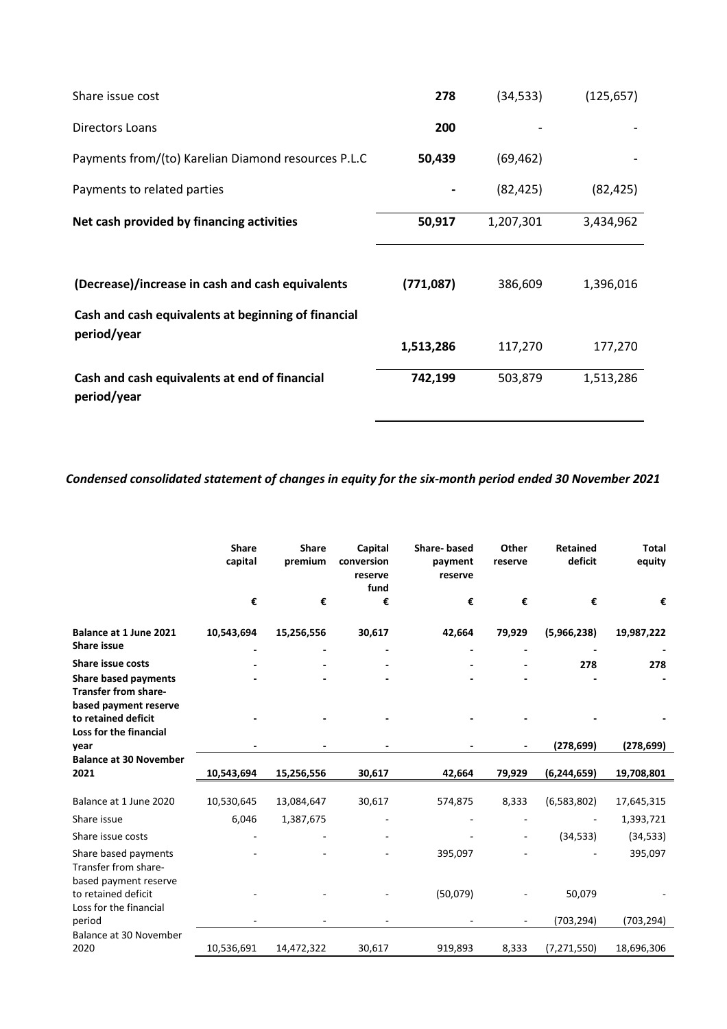| | | | |
|---|---|---|---|
| Share issue cost | **278** | (34,533) | (125,657) |
| Directors Loans | **200** | - | - |
| Payments from/(to) Karelian Diamond resources P.L.C | **50,439** | (69,462) | - |
| Payments to related parties | **-** | (82,425) | (82,425) |
| **Net cash provided by financing activities** | **50,917** | 1,207,301 | 3,434,962 |
| **(Decrease)/increase in cash and cash equivalents** | **(771,087)** | 386,609 | 1,396,016 |
| **Cash and cash equivalents at beginning of financial period/year** | **1,513,286** | 117,270 | 177,270 |
| **Cash and cash equivalents at end of financial period/year** | **742,199** | 503,879 | 1,513,286 |

***Condensed consolidated statement of changes in equity for the six-month period ended 30 November 2021***

| | Share capital | Share premium | Capital conversion reserve fund | Share- based payment reserve | Other reserve | Retained deficit | Total equity |
|---|---|---|---|---|---|---|---|
| | € | € | € | € | € | € | € |
| **Balance at 1 June 2021** | **10,543,694** | **15,256,556** | **30,617** | **42,664** | **79,929** | **(5,966,238)** | **19,987,222** |
| **Share issue** | **-** | **-** | **-** | **-** | **-** | **-** | **-** |
| **Share issue costs** | **-** | **-** | **-** | **-** | **-** | **278** | **278** |
| **Share based payments** | **-** | **-** | **-** | **-** | **-** | **-** | **-** |
| **Transfer from share-based payment reserve to retained deficit** | **-** | **-** | **-** | **-** | **-** | **-** | **-** |
| **Loss for the financial year** | **-** | **-** | **-** | **-** | **-** | **(278,699)** | **(278,699)** |
| **Balance at 30 November 2021** | **10,543,694** | **15,256,556** | **30,617** | **42,664** | **79,929** | **(6,244,659)** | **19,708,801** |
| Balance at 1 June 2020 | 10,530,645 | 13,084,647 | 30,617 | 574,875 | 8,333 | (6,583,802) | 17,645,315 |
| Share issue | 6,046 | 1,387,675 | - | - | - | - | 1,393,721 |
| Share issue costs | - | - | - | - | - | (34,533) | (34,533) |
| Share based payments | - | - | - | 395,097 | - | - | 395,097 |
| Transfer from share-based payment reserve to retained deficit | - | - | - | (50,079) | - | 50,079 | - |
| Loss for the financial period | - | - | - | - | - | (703,294) | (703,294) |
| Balance at 30 November 2020 | 10,536,691 | 14,472,322 | 30,617 | 919,893 | 8,333 | (7,271,550) | 18,696,306 |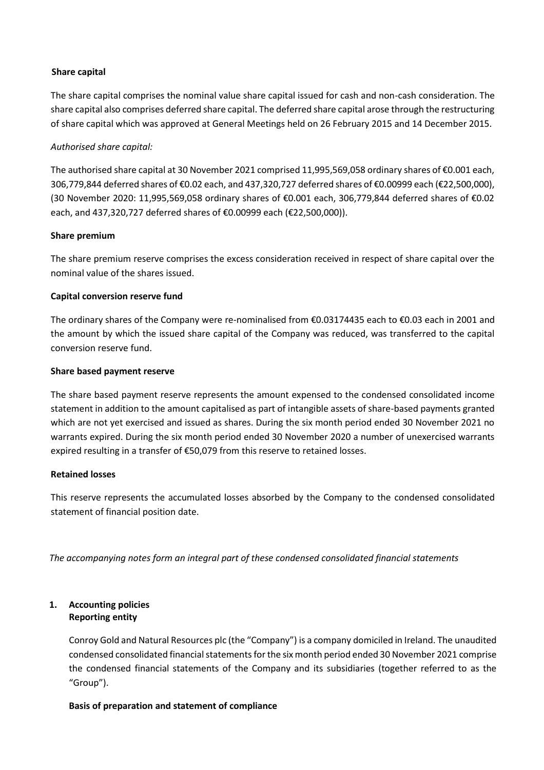**Share capital**

The share capital comprises the nominal value share capital issued for cash and non-cash consideration. The share capital also comprises deferred share capital. The deferred share capital arose through the restructuring of share capital which was approved at General Meetings held on 26 February 2015 and 14 December 2015.

*Authorised share capital:*

The authorised share capital at 30 November 2021 comprised 11,995,569,058 ordinary shares of €0.001 each, 306,779,844 deferred shares of €0.02 each, and 437,320,727 deferred shares of €0.00999 each (€22,500,000), (30 November 2020: 11,995,569,058 ordinary shares of €0.001 each, 306,779,844 deferred shares of €0.02 each, and 437,320,727 deferred shares of €0.00999 each (€22,500,000)).

**Share premium**

The share premium reserve comprises the excess consideration received in respect of share capital over the nominal value of the shares issued.

**Capital conversion reserve fund**

The ordinary shares of the Company were re-nominalised from €0.03174435 each to €0.03 each in 2001 and the amount by which the issued share capital of the Company was reduced, was transferred to the capital conversion reserve fund.

**Share based payment reserve**

The share based payment reserve represents the amount expensed to the condensed consolidated income statement in addition to the amount capitalised as part of intangible assets of share-based payments granted which are not yet exercised and issued as shares. During the six month period ended 30 November 2021 no warrants expired. During the six month period ended 30 November 2020 a number of unexercised warrants expired resulting in a transfer of €50,079 from this reserve to retained losses.

**Retained losses**

This reserve represents the accumulated losses absorbed by the Company to the condensed consolidated statement of financial position date.

*The accompanying notes form an integral part of these condensed consolidated financial statements*

## 1. Accounting policies

**Reporting entity**

Conroy Gold and Natural Resources plc (the "Company") is a company domiciled in Ireland. The unaudited condensed consolidated financial statements for the six month period ended 30 November 2021 comprise the condensed financial statements of the Company and its subsidiaries (together referred to as the "Group").

**Basis of preparation and statement of compliance**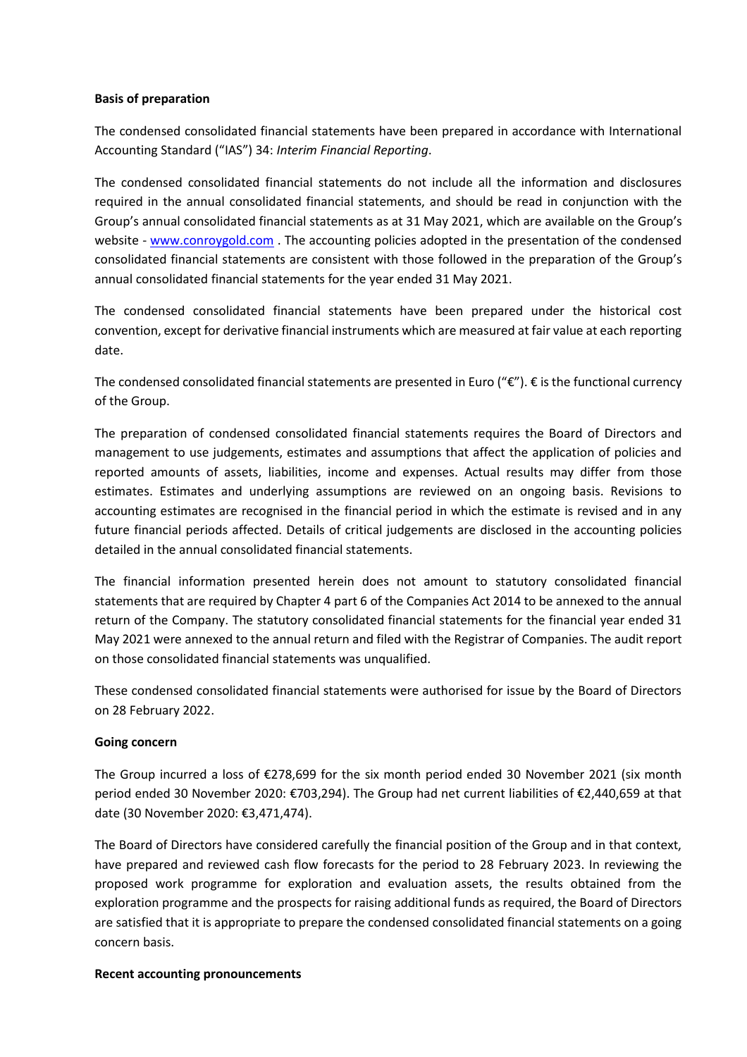**Basis of preparation**

The condensed consolidated financial statements have been prepared in accordance with International Accounting Standard ("IAS") 34: *Interim Financial Reporting*.

The condensed consolidated financial statements do not include all the information and disclosures required in the annual consolidated financial statements, and should be read in conjunction with the Group's annual consolidated financial statements as at 31 May 2021, which are available on the Group's website - [www.conroygold.com](www.conroygold.com) . The accounting policies adopted in the presentation of the condensed consolidated financial statements are consistent with those followed in the preparation of the Group's annual consolidated financial statements for the year ended 31 May 2021.

The condensed consolidated financial statements have been prepared under the historical cost convention, except for derivative financial instruments which are measured at fair value at each reporting date.

The condensed consolidated financial statements are presented in Euro ("€"). € is the functional currency of the Group.

The preparation of condensed consolidated financial statements requires the Board of Directors and management to use judgements, estimates and assumptions that affect the application of policies and reported amounts of assets, liabilities, income and expenses. Actual results may differ from those estimates. Estimates and underlying assumptions are reviewed on an ongoing basis. Revisions to accounting estimates are recognised in the financial period in which the estimate is revised and in any future financial periods affected. Details of critical judgements are disclosed in the accounting policies detailed in the annual consolidated financial statements.

The financial information presented herein does not amount to statutory consolidated financial statements that are required by Chapter 4 part 6 of the Companies Act 2014 to be annexed to the annual return of the Company. The statutory consolidated financial statements for the financial year ended 31 May 2021 were annexed to the annual return and filed with the Registrar of Companies. The audit report on those consolidated financial statements was unqualified.

These condensed consolidated financial statements were authorised for issue by the Board of Directors on 28 February 2022.

**Going concern**

The Group incurred a loss of €278,699 for the six month period ended 30 November 2021 (six month period ended 30 November 2020: €703,294). The Group had net current liabilities of €2,440,659 at that date (30 November 2020: €3,471,474).

The Board of Directors have considered carefully the financial position of the Group and in that context, have prepared and reviewed cash flow forecasts for the period to 28 February 2023. In reviewing the proposed work programme for exploration and evaluation assets, the results obtained from the exploration programme and the prospects for raising additional funds as required, the Board of Directors are satisfied that it is appropriate to prepare the condensed consolidated financial statements on a going concern basis.

**Recent accounting pronouncements**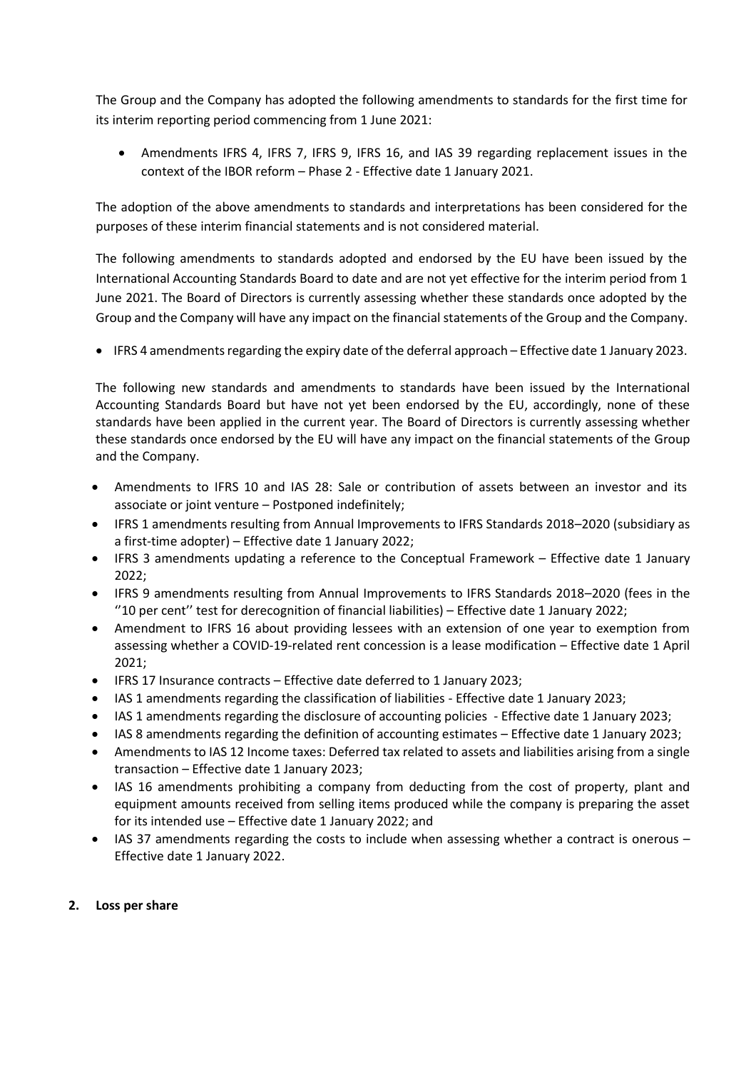The Group and the Company has adopted the following amendments to standards for the first time for its interim reporting period commencing from 1 June 2021:

- Amendments IFRS 4, IFRS 7, IFRS 9, IFRS 16, and IAS 39 regarding replacement issues in the context of the IBOR reform – Phase 2 - Effective date 1 January 2021.

The adoption of the above amendments to standards and interpretations has been considered for the purposes of these interim financial statements and is not considered material.

The following amendments to standards adopted and endorsed by the EU have been issued by the International Accounting Standards Board to date and are not yet effective for the interim period from 1 June 2021. The Board of Directors is currently assessing whether these standards once adopted by the Group and the Company will have any impact on the financial statements of the Group and the Company.

- IFRS 4 amendments regarding the expiry date of the deferral approach – Effective date 1 January 2023.

The following new standards and amendments to standards have been issued by the International Accounting Standards Board but have not yet been endorsed by the EU, accordingly, none of these standards have been applied in the current year. The Board of Directors is currently assessing whether these standards once endorsed by the EU will have any impact on the financial statements of the Group and the Company.

- Amendments to IFRS 10 and IAS 28: Sale or contribution of assets between an investor and its associate or joint venture – Postponed indefinitely;
- IFRS 1 amendments resulting from Annual Improvements to IFRS Standards 2018–2020 (subsidiary as a first-time adopter) – Effective date 1 January 2022;
- IFRS 3 amendments updating a reference to the Conceptual Framework – Effective date 1 January 2022;
- IFRS 9 amendments resulting from Annual Improvements to IFRS Standards 2018–2020 (fees in the ''10 per cent'' test for derecognition of financial liabilities) – Effective date 1 January 2022;
- Amendment to IFRS 16 about providing lessees with an extension of one year to exemption from assessing whether a COVID-19-related rent concession is a lease modification – Effective date 1 April 2021;
- IFRS 17 Insurance contracts – Effective date deferred to 1 January 2023;
- IAS 1 amendments regarding the classification of liabilities - Effective date 1 January 2023;
- IAS 1 amendments regarding the disclosure of accounting policies - Effective date 1 January 2023;
- IAS 8 amendments regarding the definition of accounting estimates – Effective date 1 January 2023;
- Amendments to IAS 12 Income taxes: Deferred tax related to assets and liabilities arising from a single transaction – Effective date 1 January 2023;
- IAS 16 amendments prohibiting a company from deducting from the cost of property, plant and equipment amounts received from selling items produced while the company is preparing the asset for its intended use – Effective date 1 January 2022; and
- IAS 37 amendments regarding the costs to include when assessing whether a contract is onerous – Effective date 1 January 2022.

## 2. Loss per share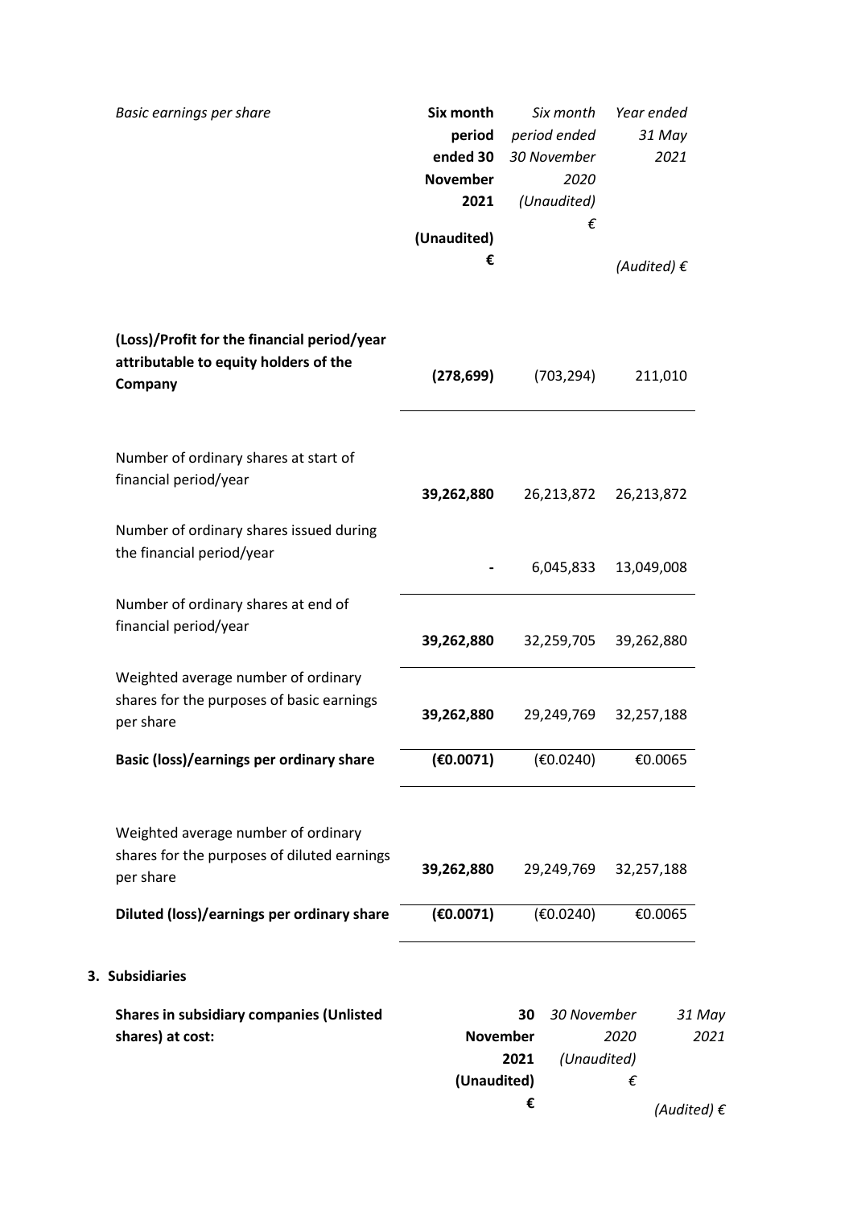| *Basic earnings per share* | **Six month period ended 30 November 2021 (Unaudited) €** | *Six month period ended 30 November 2020 (Unaudited) €* | *Year ended 31 May 2021 (Audited) €* |
|---|---|---|---|
| **(Loss)/Profit for the financial period/year attributable to equity holders of the Company** | **(278,699)** | (703,294) | 211,010 |
| Number of ordinary shares at start of financial period/year | **39,262,880** | 26,213,872 | 26,213,872 |
| Number of ordinary shares issued during the financial period/year | **-** | 6,045,833 | 13,049,008 |
| Number of ordinary shares at end of financial period/year | **39,262,880** | 32,259,705 | 39,262,880 |
| Weighted average number of ordinary shares for the purposes of basic earnings per share | **39,262,880** | 29,249,769 | 32,257,188 |
| **Basic (loss)/earnings per ordinary share** | **(€0.0071)** | (€0.0240) | €0.0065 |
| Weighted average number of ordinary shares for the purposes of diluted earnings per share | **39,262,880** | 29,249,769 | 32,257,188 |
| **Diluted (loss)/earnings per ordinary share** | **(€0.0071)** | (€0.0240) | €0.0065 |

## 3. Subsidiaries

| **Shares in subsidiary companies (Unlisted shares) at cost:** | **30 November 2021 (Unaudited) €** | *30 November 2020 (Unaudited) €* | *31 May 2021 (Audited) €* |
|---|---|---|---|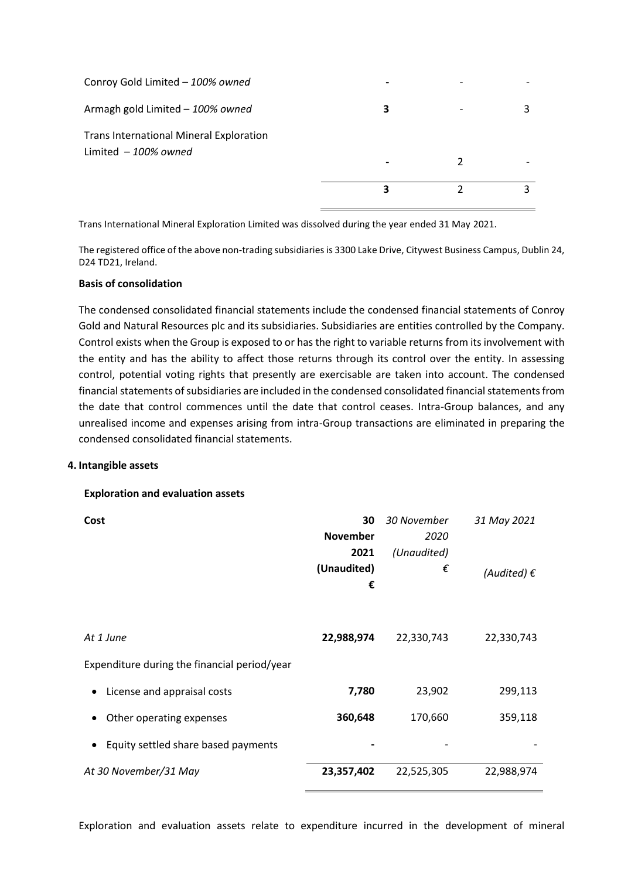| | | | |
|---|---|---|---|
| Conroy Gold Limited – *100% owned* | **-** | - | - |
| Armagh gold Limited – *100% owned* | **3** | - | 3 |
| Trans International Mineral Exploration Limited – *100% owned* | **-** | 2 | - |
| | **3** | 2 | 3 |

Trans International Mineral Exploration Limited was dissolved during the year ended 31 May 2021.

The registered office of the above non-trading subsidiaries is 3300 Lake Drive, Citywest Business Campus, Dublin 24, D24 TD21, Ireland.

**Basis of consolidation**

The condensed consolidated financial statements include the condensed financial statements of Conroy Gold and Natural Resources plc and its subsidiaries. Subsidiaries are entities controlled by the Company. Control exists when the Group is exposed to or has the right to variable returns from its involvement with the entity and has the ability to affect those returns through its control over the entity. In assessing control, potential voting rights that presently are exercisable are taken into account. The condensed financial statements of subsidiaries are included in the condensed consolidated financial statements from the date that control commences until the date that control ceases. Intra-Group balances, and any unrealised income and expenses arising from intra-Group transactions are eliminated in preparing the condensed consolidated financial statements.

## 4. Intangible assets

**Exploration and evaluation assets**

| **Cost** | **30 November 2021 (Unaudited) €** | *30 November 2020 (Unaudited) €* | *31 May 2021 (Audited) €* |
|---|---|---|---|
| *At 1 June* | **22,988,974** | 22,330,743 | 22,330,743 |
| Expenditure during the financial period/year | | | |
| • License and appraisal costs | **7,780** | 23,902 | 299,113 |
| • Other operating expenses | **360,648** | 170,660 | 359,118 |
| • Equity settled share based payments | **-** | - | - |
| *At 30 November/31 May* | **23,357,402** | 22,525,305 | 22,988,974 |

Exploration and evaluation assets relate to expenditure incurred in the development of mineral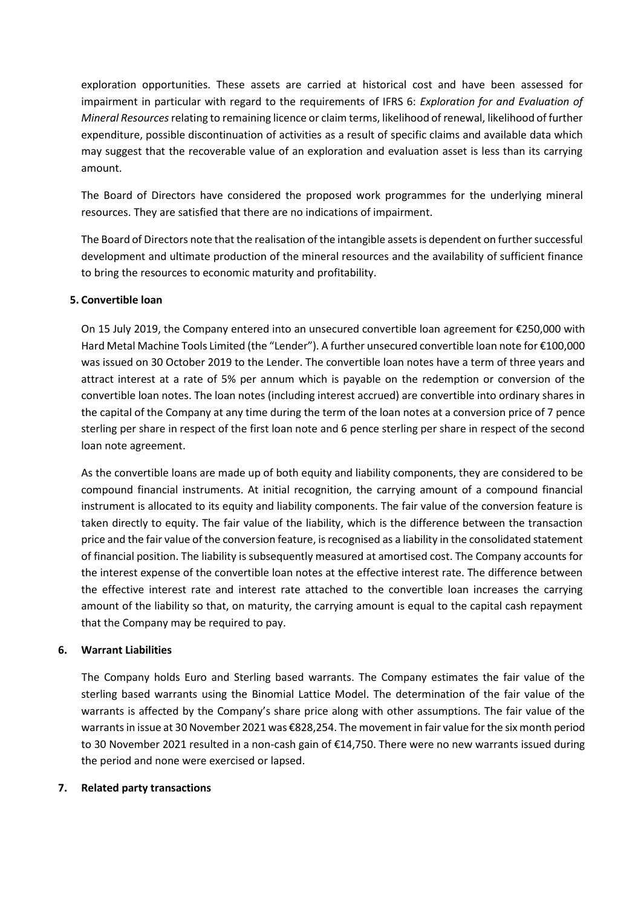exploration opportunities. These assets are carried at historical cost and have been assessed for impairment in particular with regard to the requirements of IFRS 6: *Exploration for and Evaluation of Mineral Resources* relating to remaining licence or claim terms, likelihood of renewal, likelihood of further expenditure, possible discontinuation of activities as a result of specific claims and available data which may suggest that the recoverable value of an exploration and evaluation asset is less than its carrying amount.

The Board of Directors have considered the proposed work programmes for the underlying mineral resources. They are satisfied that there are no indications of impairment.

The Board of Directors note that the realisation of the intangible assets is dependent on further successful development and ultimate production of the mineral resources and the availability of sufficient finance to bring the resources to economic maturity and profitability.

## 5. Convertible loan

On 15 July 2019, the Company entered into an unsecured convertible loan agreement for €250,000 with Hard Metal Machine Tools Limited (the "Lender"). A further unsecured convertible loan note for €100,000 was issued on 30 October 2019 to the Lender. The convertible loan notes have a term of three years and attract interest at a rate of 5% per annum which is payable on the redemption or conversion of the convertible loan notes. The loan notes (including interest accrued) are convertible into ordinary shares in the capital of the Company at any time during the term of the loan notes at a conversion price of 7 pence sterling per share in respect of the first loan note and 6 pence sterling per share in respect of the second loan note agreement.

As the convertible loans are made up of both equity and liability components, they are considered to be compound financial instruments. At initial recognition, the carrying amount of a compound financial instrument is allocated to its equity and liability components. The fair value of the conversion feature is taken directly to equity. The fair value of the liability, which is the difference between the transaction price and the fair value of the conversion feature, is recognised as a liability in the consolidated statement of financial position. The liability is subsequently measured at amortised cost. The Company accounts for the interest expense of the convertible loan notes at the effective interest rate. The difference between the effective interest rate and interest rate attached to the convertible loan increases the carrying amount of the liability so that, on maturity, the carrying amount is equal to the capital cash repayment that the Company may be required to pay.

## 6. Warrant Liabilities

The Company holds Euro and Sterling based warrants. The Company estimates the fair value of the sterling based warrants using the Binomial Lattice Model. The determination of the fair value of the warrants is affected by the Company's share price along with other assumptions. The fair value of the warrants in issue at 30 November 2021 was €828,254. The movement in fair value for the six month period to 30 November 2021 resulted in a non-cash gain of €14,750. There were no new warrants issued during the period and none were exercised or lapsed.

## 7. Related party transactions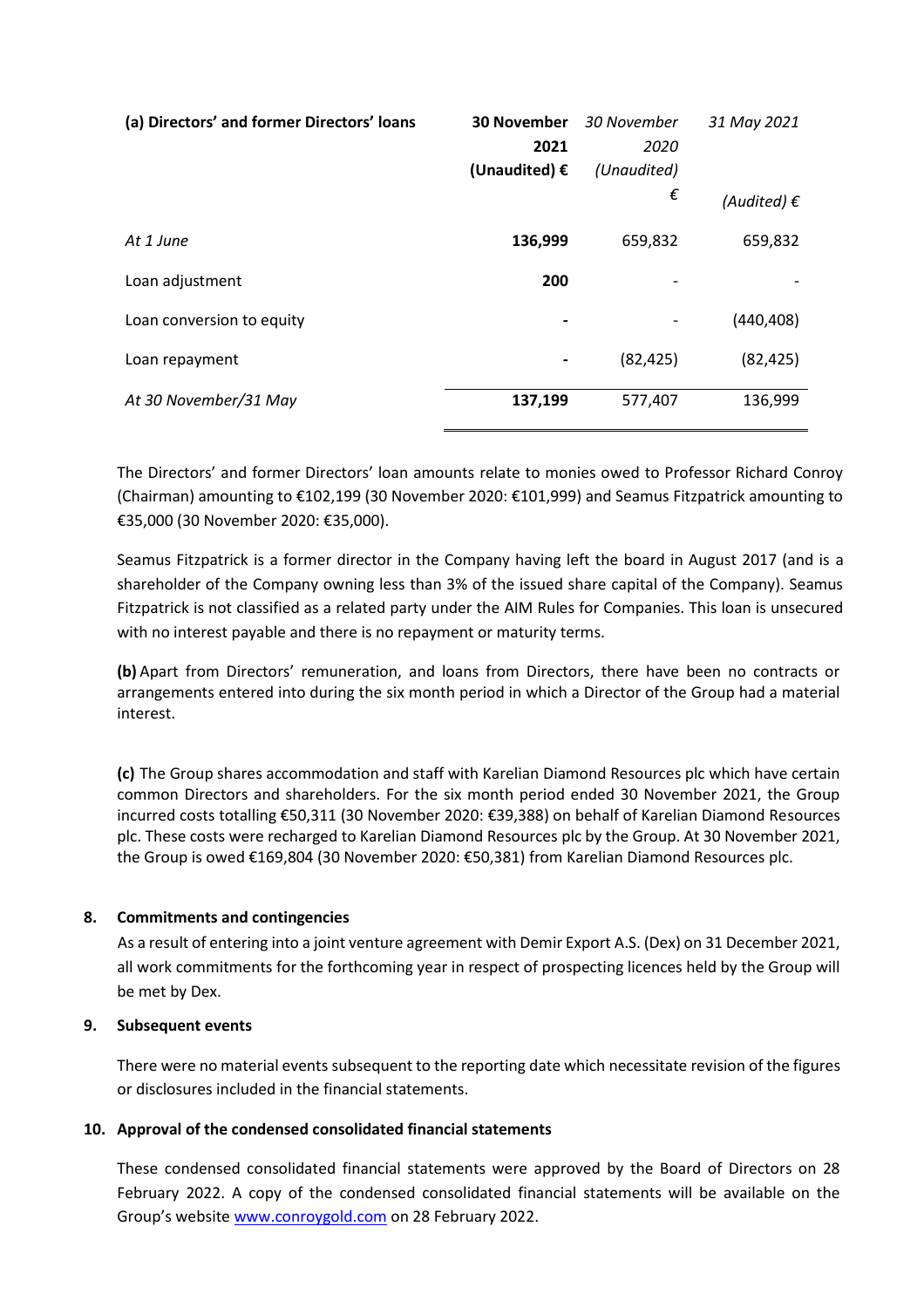| (a) Directors' and former Directors' loans | 30 November 2021 (Unaudited) € | 30 November 2020 (Unaudited) € | 31 May 2021 (Audited) € |
|---|---|---|---|
| *At 1 June* | **136,999** | 659,832 | 659,832 |
| Loan adjustment | **200** | - | - |
| Loan conversion to equity | **-** | - | (440,408) |
| Loan repayment | **-** | (82,425) | (82,425) |
| *At 30 November/31 May* | **137,199** | 577,407 | 136,999 |

The Directors' and former Directors' loan amounts relate to monies owed to Professor Richard Conroy (Chairman) amounting to €102,199 (30 November 2020: €101,999) and Seamus Fitzpatrick amounting to €35,000 (30 November 2020: €35,000).

Seamus Fitzpatrick is a former director in the Company having left the board in August 2017 (and is a shareholder of the Company owning less than 3% of the issued share capital of the Company). Seamus Fitzpatrick is not classified as a related party under the AIM Rules for Companies. This loan is unsecured with no interest payable and there is no repayment or maturity terms.

**(b)** Apart from Directors' remuneration, and loans from Directors, there have been no contracts or arrangements entered into during the six month period in which a Director of the Group had a material interest.

**(c)** The Group shares accommodation and staff with Karelian Diamond Resources plc which have certain common Directors and shareholders. For the six month period ended 30 November 2021, the Group incurred costs totalling €50,311 (30 November 2020: €39,388) on behalf of Karelian Diamond Resources plc. These costs were recharged to Karelian Diamond Resources plc by the Group. At 30 November 2021, the Group is owed €169,804 (30 November 2020: €50,381) from Karelian Diamond Resources plc.

## 8. Commitments and contingencies

As a result of entering into a joint venture agreement with Demir Export A.S. (Dex) on 31 December 2021, all work commitments for the forthcoming year in respect of prospecting licences held by the Group will be met by Dex.

## 9. Subsequent events

There were no material events subsequent to the reporting date which necessitate revision of the figures or disclosures included in the financial statements.

## 10. Approval of the condensed consolidated financial statements

These condensed consolidated financial statements were approved by the Board of Directors on 28 February 2022. A copy of the condensed consolidated financial statements will be available on the Group's website www.conroygold.com on 28 February 2022.